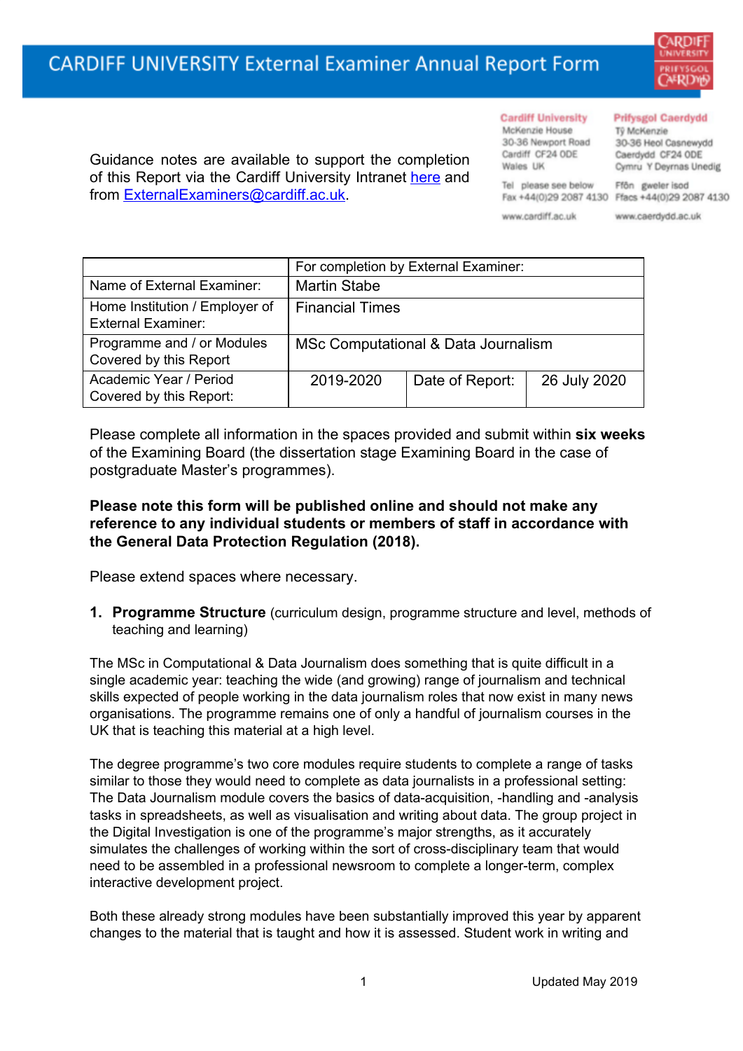# CARDIFF UNIVERSITY External Examiner Annual Report Form

Guidance notes are available to support the completion of this Report via the Cardiff University Intranet here and from ExternalExaminers@cardiff.ac.uk.

Cardiff University
McKenzie House
30-36 Newport Road
Cardiff CF24 0DE
Wales UK

Tel please see below
Fax +44(0)29 2087 4130

www.cardiff.ac.uk

Prifysgol Caerdydd
Tŷ McKenzie
30-36 Heol Casnewydd
Caerdydd CF24 0DE
Cymru Y Deyrnas Unedig

Ffôn gweler isod
Ffacs +44(0)29 2087 4130

www.caerdydd.ac.uk

| | For completion by External Examiner: | | |
|---|---|---|---|
| Name of External Examiner: | Martin Stabe | | |
| Home Institution / Employer of External Examiner: | Financial Times | | |
| Programme and / or Modules Covered by this Report | MSc Computational & Data Journalism | | |
| Academic Year / Period Covered by this Report: | 2019-2020 | Date of Report: | 26 July 2020 |

Please complete all information in the spaces provided and submit within **six weeks** of the Examining Board (the dissertation stage Examining Board in the case of postgraduate Master's programmes).

**Please note this form will be published online and should not make any reference to any individual students or members of staff in accordance with the General Data Protection Regulation (2018).**

Please extend spaces where necessary.

1. **Programme Structure** (curriculum design, programme structure and level, methods of teaching and learning)

The MSc in Computational & Data Journalism does something that is quite difficult in a single academic year: teaching the wide (and growing) range of journalism and technical skills expected of people working in the data journalism roles that now exist in many news organisations. The programme remains one of only a handful of journalism courses in the UK that is teaching this material at a high level.

The degree programme's two core modules require students to complete a range of tasks similar to those they would need to complete as data journalists in a professional setting: The Data Journalism module covers the basics of data-acquisition, -handling and -analysis tasks in spreadsheets, as well as visualisation and writing about data. The group project in the Digital Investigation is one of the programme's major strengths, as it accurately simulates the challenges of working within the sort of cross-disciplinary team that would need to be assembled in a professional newsroom to complete a longer-term, complex interactive development project.

Both these already strong modules have been substantially improved this year by apparent changes to the material that is taught and how it is assessed. Student work in writing and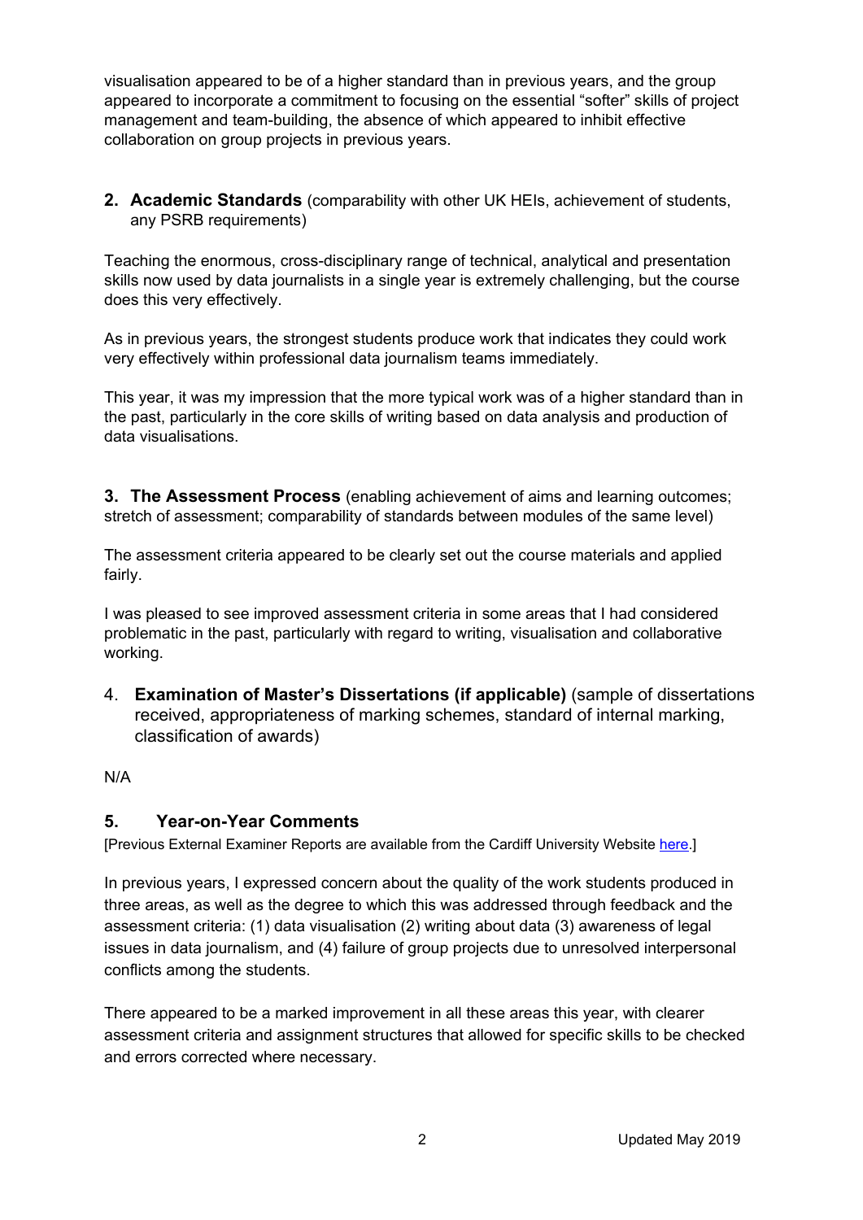visualisation appeared to be of a higher standard than in previous years, and the group appeared to incorporate a commitment to focusing on the essential "softer" skills of project management and team-building, the absence of which appeared to inhibit effective collaboration on group projects in previous years.

## 2. Academic Standards (comparability with other UK HEIs, achievement of students, any PSRB requirements)

Teaching the enormous, cross-disciplinary range of technical, analytical and presentation skills now used by data journalists in a single year is extremely challenging, but the course does this very effectively.

As in previous years, the strongest students produce work that indicates they could work very effectively within professional data journalism teams immediately.

This year, it was my impression that the more typical work was of a higher standard than in the past, particularly in the core skills of writing based on data analysis and production of data visualisations.

## 3. The Assessment Process (enabling achievement of aims and learning outcomes; stretch of assessment; comparability of standards between modules of the same level)

The assessment criteria appeared to be clearly set out the course materials and applied fairly.

I was pleased to see improved assessment criteria in some areas that I had considered problematic in the past, particularly with regard to writing, visualisation and collaborative working.

## 4. Examination of Master's Dissertations (if applicable) (sample of dissertations received, appropriateness of marking schemes, standard of internal marking, classification of awards)

N/A

## 5. Year-on-Year Comments

[Previous External Examiner Reports are available from the Cardiff University Website here.]

In previous years, I expressed concern about the quality of the work students produced in three areas, as well as the degree to which this was addressed through feedback and the assessment criteria: (1) data visualisation (2) writing about data (3) awareness of legal issues in data journalism, and (4) failure of group projects due to unresolved interpersonal conflicts among the students.

There appeared to be a marked improvement in all these areas this year, with clearer assessment criteria and assignment structures that allowed for specific skills to be checked and errors corrected where necessary.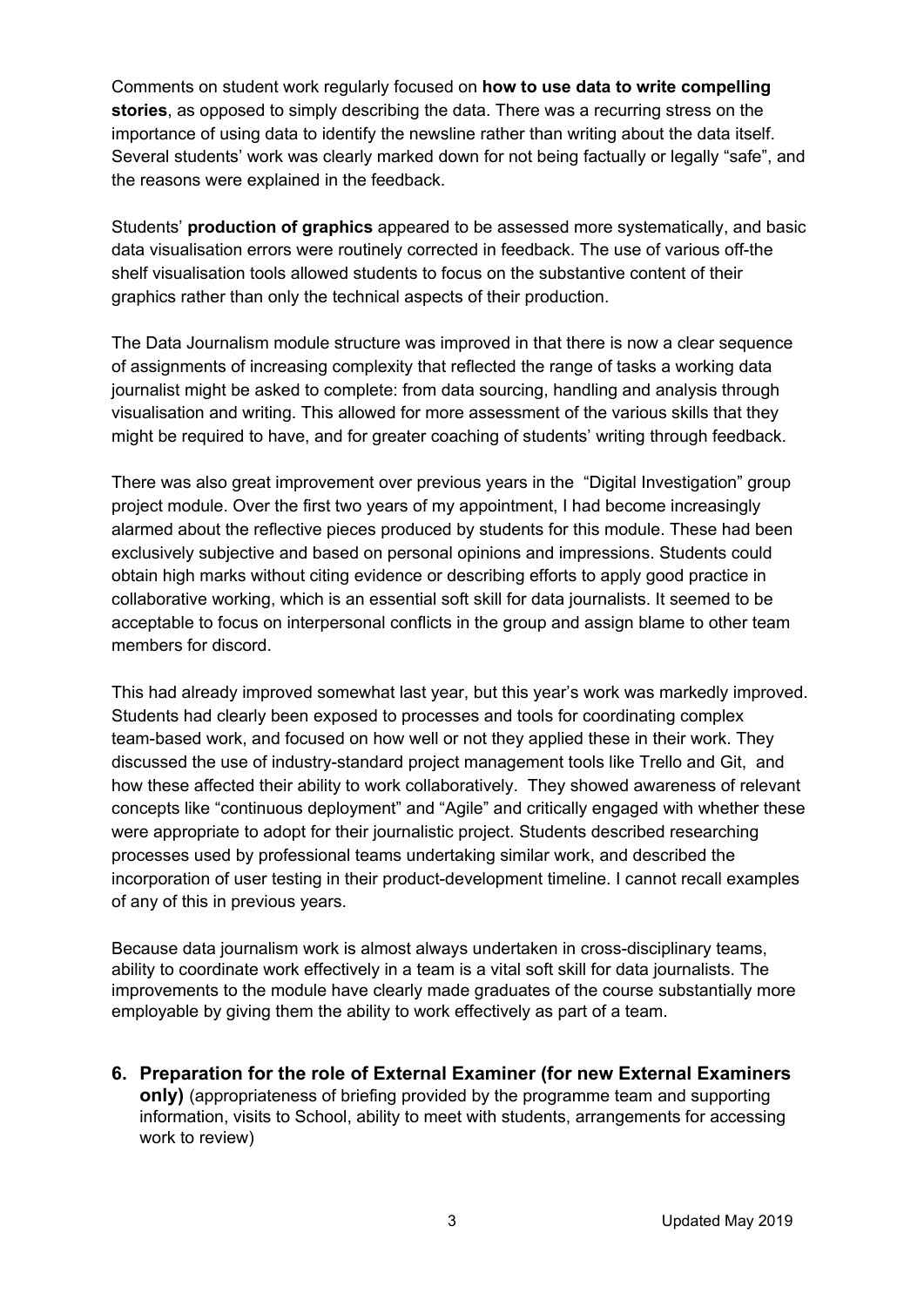Comments on student work regularly focused on **how to use data to write compelling stories**, as opposed to simply describing the data. There was a recurring stress on the importance of using data to identify the newsline rather than writing about the data itself. Several students' work was clearly marked down for not being factually or legally "safe", and the reasons were explained in the feedback.

Students' **production of graphics** appeared to be assessed more systematically, and basic data visualisation errors were routinely corrected in feedback. The use of various off-the shelf visualisation tools allowed students to focus on the substantive content of their graphics rather than only the technical aspects of their production.

The Data Journalism module structure was improved in that there is now a clear sequence of assignments of increasing complexity that reflected the range of tasks a working data journalist might be asked to complete: from data sourcing, handling and analysis through visualisation and writing. This allowed for more assessment of the various skills that they might be required to have, and for greater coaching of students' writing through feedback.

There was also great improvement over previous years in the "Digital Investigation" group project module. Over the first two years of my appointment, I had become increasingly alarmed about the reflective pieces produced by students for this module. These had been exclusively subjective and based on personal opinions and impressions. Students could obtain high marks without citing evidence or describing efforts to apply good practice in collaborative working, which is an essential soft skill for data journalists. It seemed to be acceptable to focus on interpersonal conflicts in the group and assign blame to other team members for discord.

This had already improved somewhat last year, but this year's work was markedly improved. Students had clearly been exposed to processes and tools for coordinating complex team-based work, and focused on how well or not they applied these in their work. They discussed the use of industry-standard project management tools like Trello and Git, and how these affected their ability to work collaboratively. They showed awareness of relevant concepts like "continuous deployment" and "Agile" and critically engaged with whether these were appropriate to adopt for their journalistic project. Students described researching processes used by professional teams undertaking similar work, and described the incorporation of user testing in their product-development timeline. I cannot recall examples of any of this in previous years.

Because data journalism work is almost always undertaken in cross-disciplinary teams, ability to coordinate work effectively in a team is a vital soft skill for data journalists. The improvements to the module have clearly made graduates of the course substantially more employable by giving them the ability to work effectively as part of a team.

6. **Preparation for the role of External Examiner (for new External Examiners only)** (appropriateness of briefing provided by the programme team and supporting information, visits to School, ability to meet with students, arrangements for accessing work to review)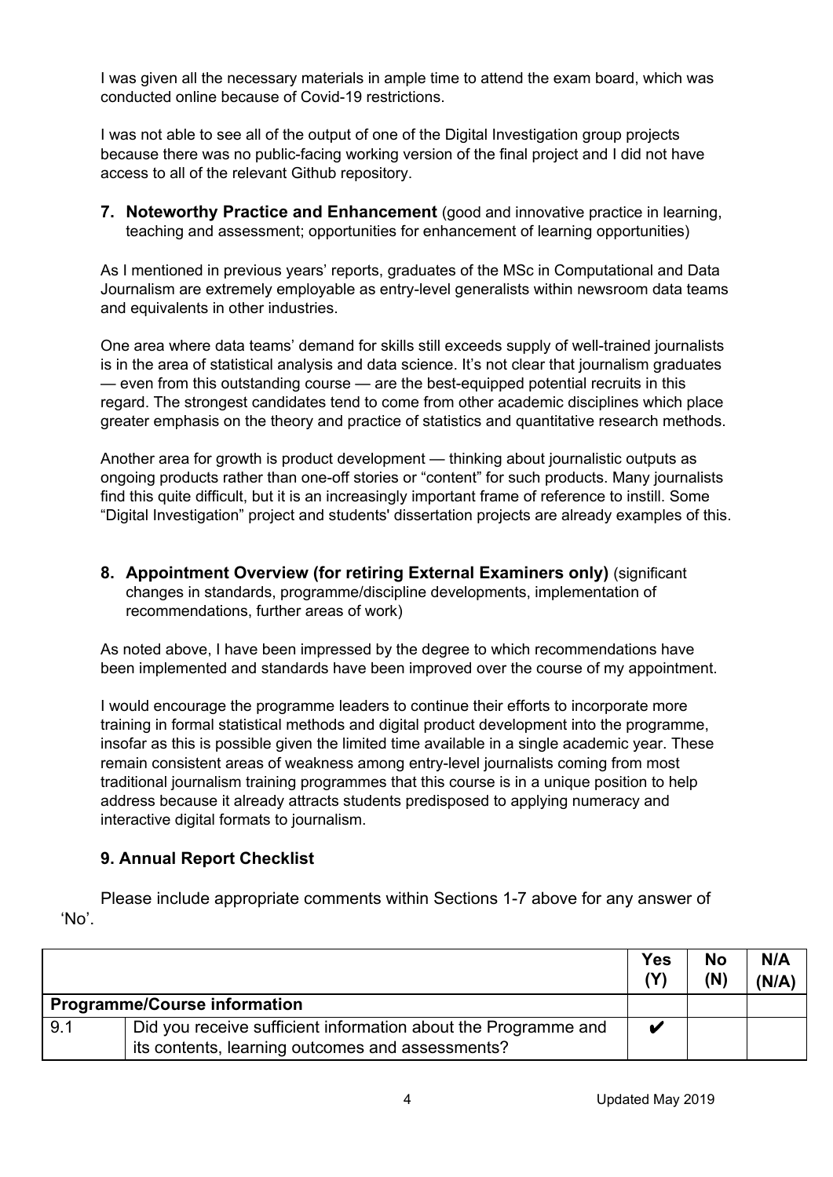I was given all the necessary materials in ample time to attend the exam board, which was conducted online because of Covid-19 restrictions.

I was not able to see all of the output of one of the Digital Investigation group projects because there was no public-facing working version of the final project and I did not have access to all of the relevant Github repository.

**7. Noteworthy Practice and Enhancement** (good and innovative practice in learning, teaching and assessment; opportunities for enhancement of learning opportunities)

As I mentioned in previous years' reports, graduates of the MSc in Computational and Data Journalism are extremely employable as entry-level generalists within newsroom data teams and equivalents in other industries.

One area where data teams' demand for skills still exceeds supply of well-trained journalists is in the area of statistical analysis and data science. It's not clear that journalism graduates — even from this outstanding course — are the best-equipped potential recruits in this regard. The strongest candidates tend to come from other academic disciplines which place greater emphasis on the theory and practice of statistics and quantitative research methods.

Another area for growth is product development — thinking about journalistic outputs as ongoing products rather than one-off stories or "content" for such products. Many journalists find this quite difficult, but it is an increasingly important frame of reference to instill. Some "Digital Investigation" project and students' dissertation projects are already examples of this.

**8. Appointment Overview (for retiring External Examiners only)** (significant changes in standards, programme/discipline developments, implementation of recommendations, further areas of work)

As noted above, I have been impressed by the degree to which recommendations have been implemented and standards have been improved over the course of my appointment.

I would encourage the programme leaders to continue their efforts to incorporate more training in formal statistical methods and digital product development into the programme, insofar as this is possible given the limited time available in a single academic year. These remain consistent areas of weakness among entry-level journalists coming from most traditional journalism training programmes that this course is in a unique position to help address because it already attracts students predisposed to applying numeracy and interactive digital formats to journalism.

## 9. Annual Report Checklist

Please include appropriate comments within Sections 1-7 above for any answer of 'No'.

| | | Yes (Y) | No (N) | N/A (N/A) |
|---|---|---|---|---|
| **Programme/Course information** | | | | |
| 9.1 | Did you receive sufficient information about the Programme and its contents, learning outcomes and assessments? | ✔ | | |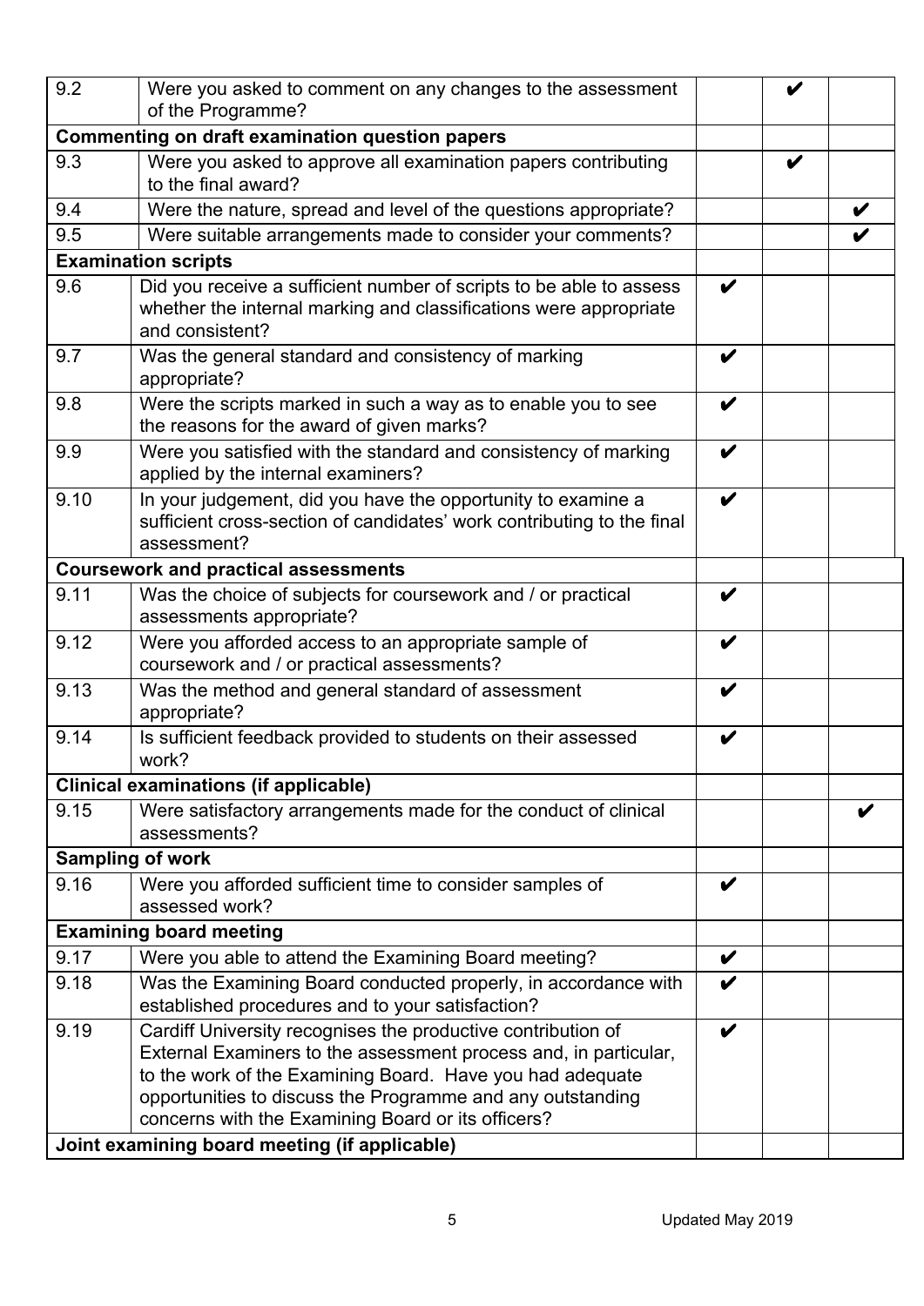| | | | | |
|---|---|---|---|---|
| 9.2 | Were you asked to comment on any changes to the assessment of the Programme? | | ✔ | |
| **Commenting on draft examination question papers** | | | | |
| 9.3 | Were you asked to approve all examination papers contributing to the final award? | | ✔ | |
| 9.4 | Were the nature, spread and level of the questions appropriate? | | | ✔ |
| 9.5 | Were suitable arrangements made to consider your comments? | | | ✔ |
| **Examination scripts** | | | | |
| 9.6 | Did you receive a sufficient number of scripts to be able to assess whether the internal marking and classifications were appropriate and consistent? | ✔ | | |
| 9.7 | Was the general standard and consistency of marking appropriate? | ✔ | | |
| 9.8 | Were the scripts marked in such a way as to enable you to see the reasons for the award of given marks? | ✔ | | |
| 9.9 | Were you satisfied with the standard and consistency of marking applied by the internal examiners? | ✔ | | |
| 9.10 | In your judgement, did you have the opportunity to examine a sufficient cross-section of candidates' work contributing to the final assessment? | ✔ | | |
| **Coursework and practical assessments** | | | | |
| 9.11 | Was the choice of subjects for coursework and / or practical assessments appropriate? | ✔ | | |
| 9.12 | Were you afforded access to an appropriate sample of coursework and / or practical assessments? | ✔ | | |
| 9.13 | Was the method and general standard of assessment appropriate? | ✔ | | |
| 9.14 | Is sufficient feedback provided to students on their assessed work? | ✔ | | |
| **Clinical examinations (if applicable)** | | | | |
| 9.15 | Were satisfactory arrangements made for the conduct of clinical assessments? | | | ✔ |
| **Sampling of work** | | | | |
| 9.16 | Were you afforded sufficient time to consider samples of assessed work? | ✔ | | |
| **Examining board meeting** | | | | |
| 9.17 | Were you able to attend the Examining Board meeting? | ✔ | | |
| 9.18 | Was the Examining Board conducted properly, in accordance with established procedures and to your satisfaction? | ✔ | | |
| 9.19 | Cardiff University recognises the productive contribution of External Examiners to the assessment process and, in particular, to the work of the Examining Board. Have you had adequate opportunities to discuss the Programme and any outstanding concerns with the Examining Board or its officers? | ✔ | | |
| **Joint examining board meeting (if applicable)** | | | | |

Updated May 2019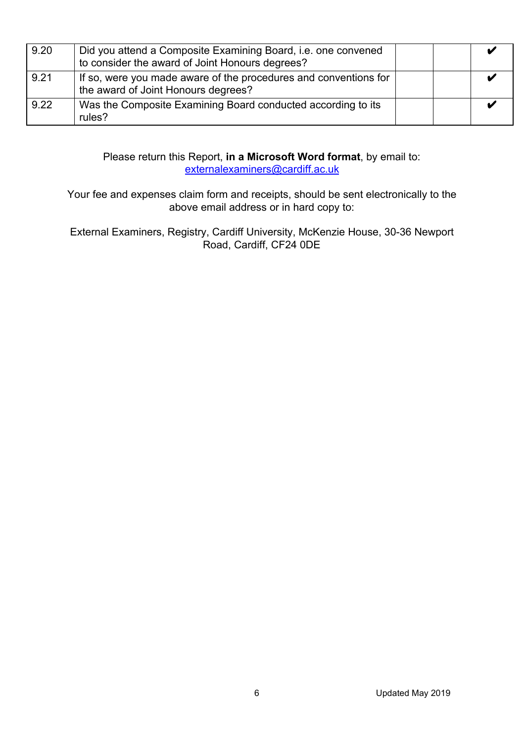| | | | | |
|---|---|---|---|---|
| 9.20 | Did you attend a Composite Examining Board, i.e. one convened to consider the award of Joint Honours degrees? | | | ✔ |
| 9.21 | If so, were you made aware of the procedures and conventions for the award of Joint Honours degrees? | | | ✔ |
| 9.22 | Was the Composite Examining Board conducted according to its rules? | | | ✔ |

Please return this Report, **in a Microsoft Word format**, by email to: externalexaminers@cardiff.ac.uk

Your fee and expenses claim form and receipts, should be sent electronically to the above email address or in hard copy to:

External Examiners, Registry, Cardiff University, McKenzie House, 30-36 Newport Road, Cardiff, CF24 0DE

Updated May 2019